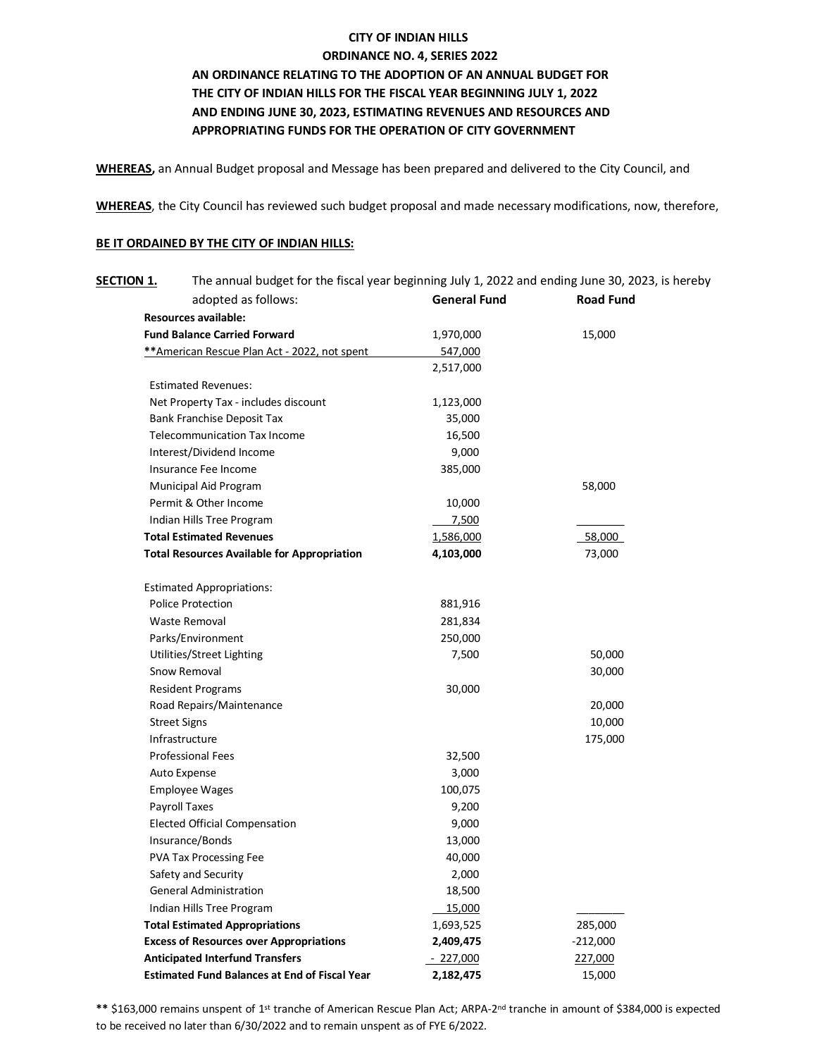**CITY OF INDIAN HILLS**

**ORDINANCE NO. 4, SERIES 2022**

**AN ORDINANCE RELATING TO THE ADOPTION OF AN ANNUAL BUDGET FOR THE CITY OF INDIAN HILLS FOR THE FISCAL YEAR BEGINNING JULY 1, 2022 AND ENDING JUNE 30, 2023, ESTIMATING REVENUES AND RESOURCES AND APPROPRIATING FUNDS FOR THE OPERATION OF CITY GOVERNMENT**

**WHEREAS,** an Annual Budget proposal and Message has been prepared and delivered to the City Council, and

**WHEREAS**, the City Council has reviewed such budget proposal and made necessary modifications, now, therefore,

**BE IT ORDAINED BY THE CITY OF INDIAN HILLS:**

**SECTION 1.** The annual budget for the fiscal year beginning July 1, 2022 and ending June 30, 2023, is hereby adopted as follows:

| | **General Fund** | **Road Fund** |
|---|---|---|
| **Resources available:** | | |
| **Fund Balance Carried Forward** | 1,970,000 | 15,000 |
| **American Rescue Plan Act - 2022, not spent | 547,000 | |
| | 2,517,000 | |
| Estimated Revenues: | | |
| Net Property Tax - includes discount | 1,123,000 | |
| Bank Franchise Deposit Tax | 35,000 | |
| Telecommunication Tax Income | 16,500 | |
| Interest/Dividend Income | 9,000 | |
| Insurance Fee Income | 385,000 | |
| Municipal Aid Program | | 58,000 |
| Permit & Other Income | 10,000 | |
| Indian Hills Tree Program | 7,500 | |
| **Total Estimated Revenues** | 1,586,000 | 58,000 |
| **Total Resources Available for Appropriation** | **4,103,000** | 73,000 |
| Estimated Appropriations: | | |
| Police Protection | 881,916 | |
| Waste Removal | 281,834 | |
| Parks/Environment | 250,000 | |
| Utilities/Street Lighting | 7,500 | 50,000 |
| Snow Removal | | 30,000 |
| Resident Programs | 30,000 | |
| Road Repairs/Maintenance | | 20,000 |
| Street Signs | | 10,000 |
| Infrastructure | | 175,000 |
| Professional Fees | 32,500 | |
| Auto Expense | 3,000 | |
| Employee Wages | 100,075 | |
| Payroll Taxes | 9,200 | |
| Elected Official Compensation | 9,000 | |
| Insurance/Bonds | 13,000 | |
| PVA Tax Processing Fee | 40,000 | |
| Safety and Security | 2,000 | |
| General Administration | 18,500 | |
| Indian Hills Tree Program | 15,000 | |
| **Total Estimated Appropriations** | 1,693,525 | 285,000 |
| **Excess of Resources over Appropriations** | **2,409,475** | -212,000 |
| **Anticipated Interfund Transfers** | - 227,000 | 227,000 |
| **Estimated Fund Balances at End of Fiscal Year** | **2,182,475** | 15,000 |

**** $163,000 remains unspent of 1st tranche of American Rescue Plan Act; ARPA-2nd tranche in amount of $384,000 is expected to be received no later than 6/30/2022 and to remain unspent as of FYE 6/2022.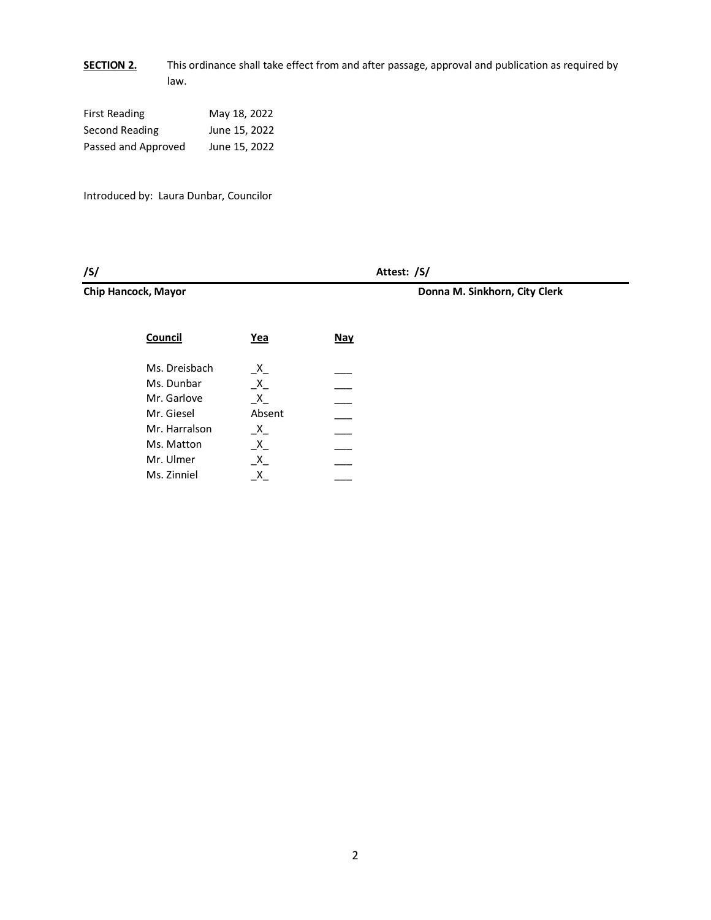**SECTION 2.** This ordinance shall take effect from and after passage, approval and publication as required by law.

| | |
|---|---|
| First Reading | May 18, 2022 |
| Second Reading | June 15, 2022 |
| Passed and Approved | June 15, 2022 |

Introduced by: Laura Dunbar, Councilor

/S/ Attest: /S/

**Chip Hancock, Mayor** **Donna M. Sinkhorn, City Clerk**

| Council | Yea | Nay |
|---|---|---|
| Ms. Dreisbach | _X_ | ___ |
| Ms. Dunbar | _X_ | ___ |
| Mr. Garlove | _X_ | ___ |
| Mr. Giesel | Absent | ___ |
| Mr. Harralson | _X_ | ___ |
| Ms. Matton | _X_ | ___ |
| Mr. Ulmer | _X_ | ___ |
| Ms. Zinniel | _X_ | ___ |